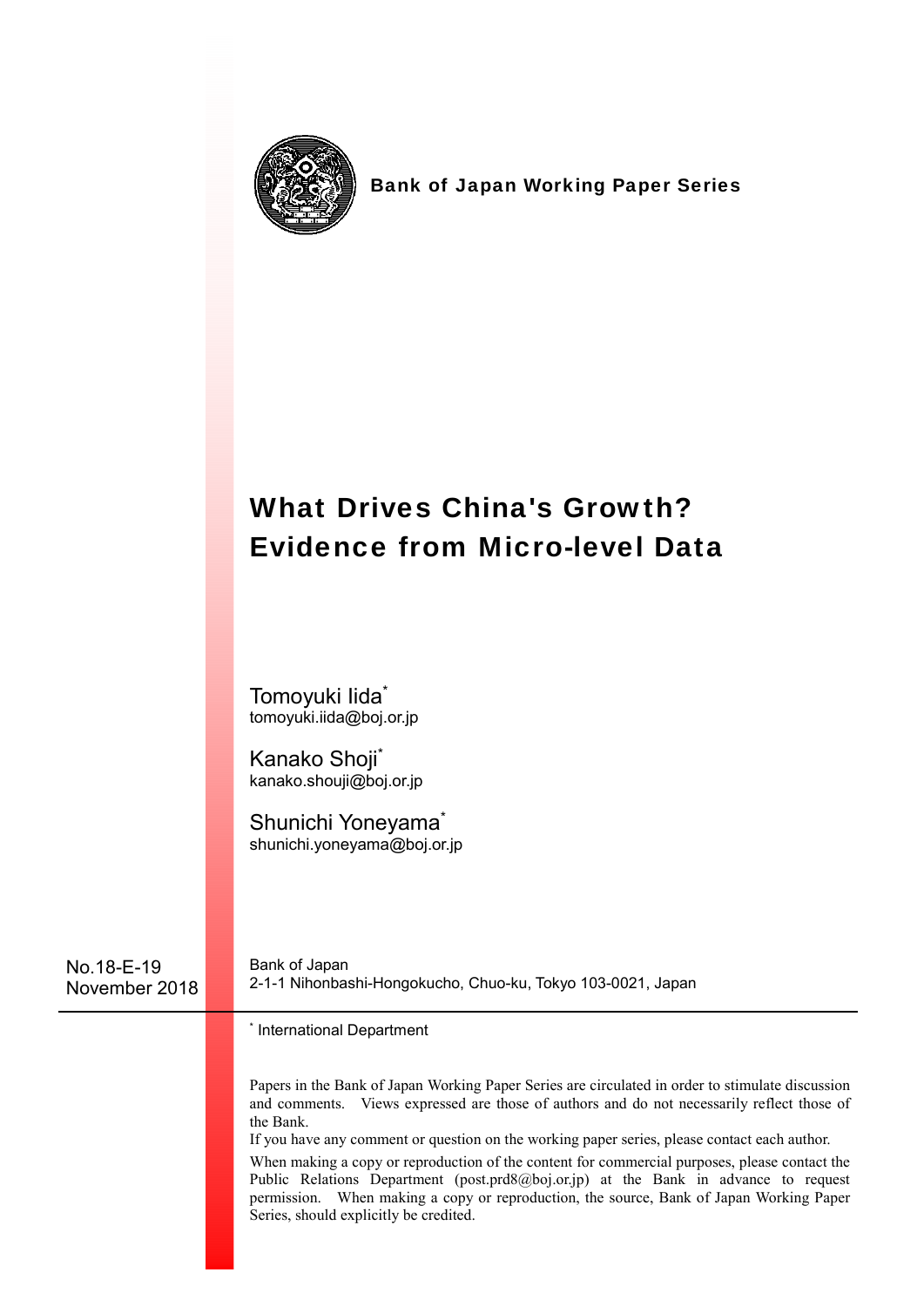**Bank of Japan Working Paper Series**

# What Drives China's Growth? Evidence from Micro-level Data

Tomoyuki Iida[*]
tomoyuki.iida@boj.or.jp

Kanako Shoji[*]
kanako.shouji@boj.or.jp

Shunichi Yoneyama[*]
shunichi.yoneyama@boj.or.jp

No.18-E-19
November 2018

Bank of Japan
2-1-1 Nihonbashi-Hongokucho, Chuo-ku, Tokyo 103-0021, Japan

[*] International Department

Papers in the Bank of Japan Working Paper Series are circulated in order to stimulate discussion and comments. Views expressed are those of authors and do not necessarily reflect those of the Bank.

If you have any comment or question on the working paper series, please contact each author.

When making a copy or reproduction of the content for commercial purposes, please contact the Public Relations Department (post.prd8@boj.or.jp) at the Bank in advance to request permission. When making a copy or reproduction, the source, Bank of Japan Working Paper Series, should explicitly be credited.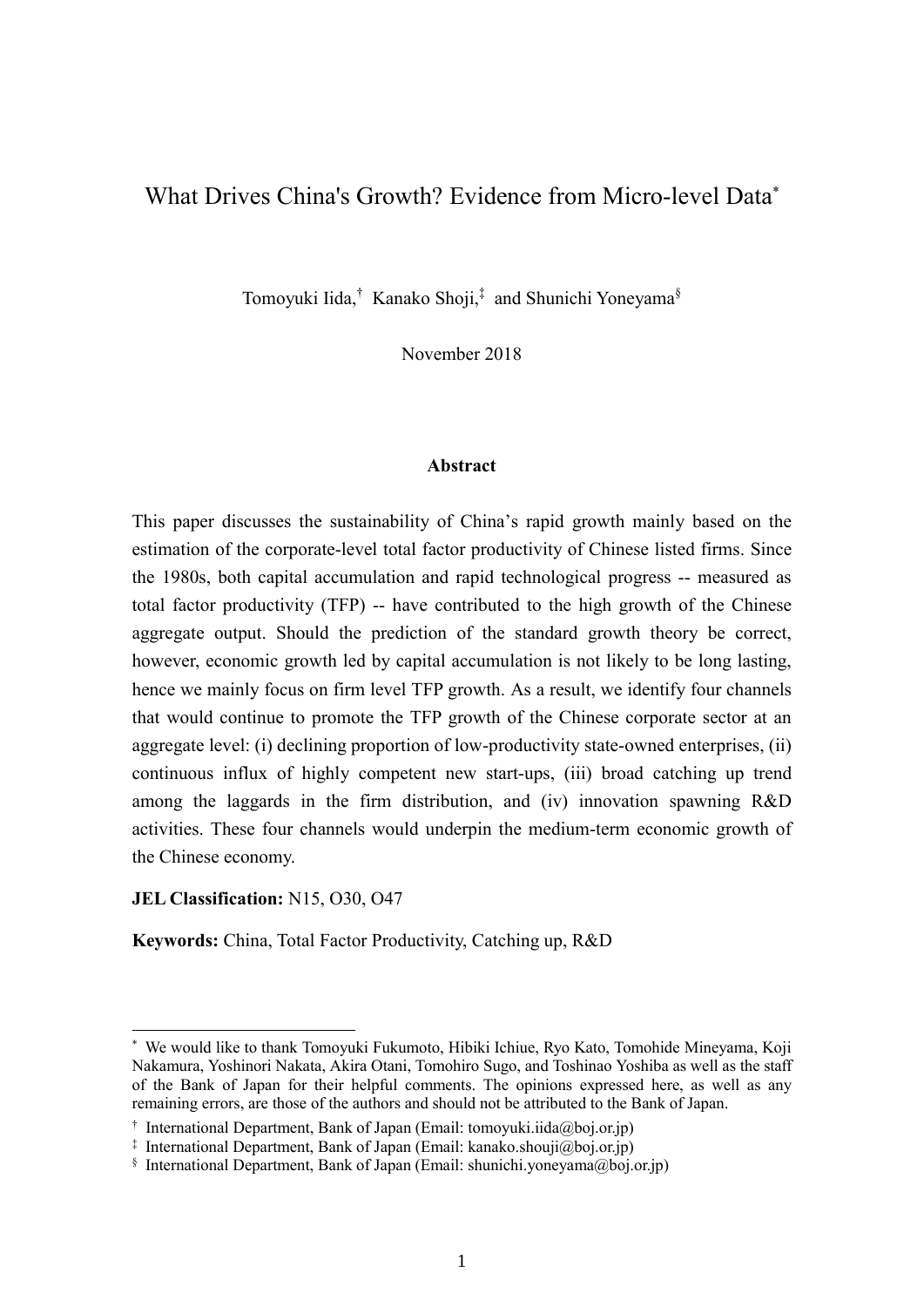# What Drives China's Growth? Evidence from Micro-level Data[*]

Tomoyuki Iida,[†] Kanako Shoji,[‡] and Shunichi Yoneyama[§]

November 2018

**Abstract**

This paper discusses the sustainability of China's rapid growth mainly based on the estimation of the corporate-level total factor productivity of Chinese listed firms. Since the 1980s, both capital accumulation and rapid technological progress -- measured as total factor productivity (TFP) -- have contributed to the high growth of the Chinese aggregate output. Should the prediction of the standard growth theory be correct, however, economic growth led by capital accumulation is not likely to be long lasting, hence we mainly focus on firm level TFP growth. As a result, we identify four channels that would continue to promote the TFP growth of the Chinese corporate sector at an aggregate level: (i) declining proportion of low-productivity state-owned enterprises, (ii) continuous influx of highly competent new start-ups, (iii) broad catching up trend among the laggards in the firm distribution, and (iv) innovation spawning R&D activities. These four channels would underpin the medium-term economic growth of the Chinese economy.

**JEL Classification:** N15, O30, O47

**Keywords:** China, Total Factor Productivity, Catching up, R&D

---

[*] We would like to thank Tomoyuki Fukumoto, Hibiki Ichiue, Ryo Kato, Tomohide Mineyama, Koji Nakamura, Yoshinori Nakata, Akira Otani, Tomohiro Sugo, and Toshinao Yoshiba as well as the staff of the Bank of Japan for their helpful comments. The opinions expressed here, as well as any remaining errors, are those of the authors and should not be attributed to the Bank of Japan.

[†] International Department, Bank of Japan (Email: tomoyuki.iida@boj.or.jp)

[‡] International Department, Bank of Japan (Email: kanako.shouji@boj.or.jp)

[§] International Department, Bank of Japan (Email: shunichi.yoneyama@boj.or.jp)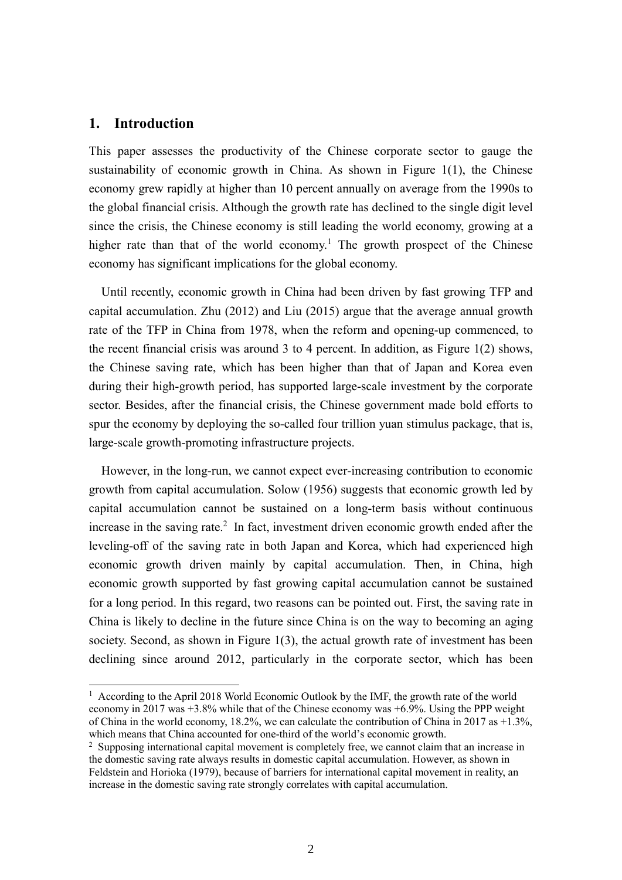## 1. Introduction

This paper assesses the productivity of the Chinese corporate sector to gauge the sustainability of economic growth in China. As shown in Figure 1(1), the Chinese economy grew rapidly at higher than 10 percent annually on average from the 1990s to the global financial crisis. Although the growth rate has declined to the single digit level since the crisis, the Chinese economy is still leading the world economy, growing at a higher rate than that of the world economy.[1] The growth prospect of the Chinese economy has significant implications for the global economy.

Until recently, economic growth in China had been driven by fast growing TFP and capital accumulation. Zhu (2012) and Liu (2015) argue that the average annual growth rate of the TFP in China from 1978, when the reform and opening-up commenced, to the recent financial crisis was around 3 to 4 percent. In addition, as Figure 1(2) shows, the Chinese saving rate, which has been higher than that of Japan and Korea even during their high-growth period, has supported large-scale investment by the corporate sector. Besides, after the financial crisis, the Chinese government made bold efforts to spur the economy by deploying the so-called four trillion yuan stimulus package, that is, large-scale growth-promoting infrastructure projects.

However, in the long-run, we cannot expect ever-increasing contribution to economic growth from capital accumulation. Solow (1956) suggests that economic growth led by capital accumulation cannot be sustained on a long-term basis without continuous increase in the saving rate.[2] In fact, investment driven economic growth ended after the leveling-off of the saving rate in both Japan and Korea, which had experienced high economic growth driven mainly by capital accumulation. Then, in China, high economic growth supported by fast growing capital accumulation cannot be sustained for a long period. In this regard, two reasons can be pointed out. First, the saving rate in China is likely to decline in the future since China is on the way to becoming an aging society. Second, as shown in Figure 1(3), the actual growth rate of investment has been declining since around 2012, particularly in the corporate sector, which has been

[1] According to the April 2018 World Economic Outlook by the IMF, the growth rate of the world economy in 2017 was +3.8% while that of the Chinese economy was +6.9%. Using the PPP weight of China in the world economy, 18.2%, we can calculate the contribution of China in 2017 as +1.3%, which means that China accounted for one-third of the world's economic growth.

[2] Supposing international capital movement is completely free, we cannot claim that an increase in the domestic saving rate always results in domestic capital accumulation. However, as shown in Feldstein and Horioka (1979), because of barriers for international capital movement in reality, an increase in the domestic saving rate strongly correlates with capital accumulation.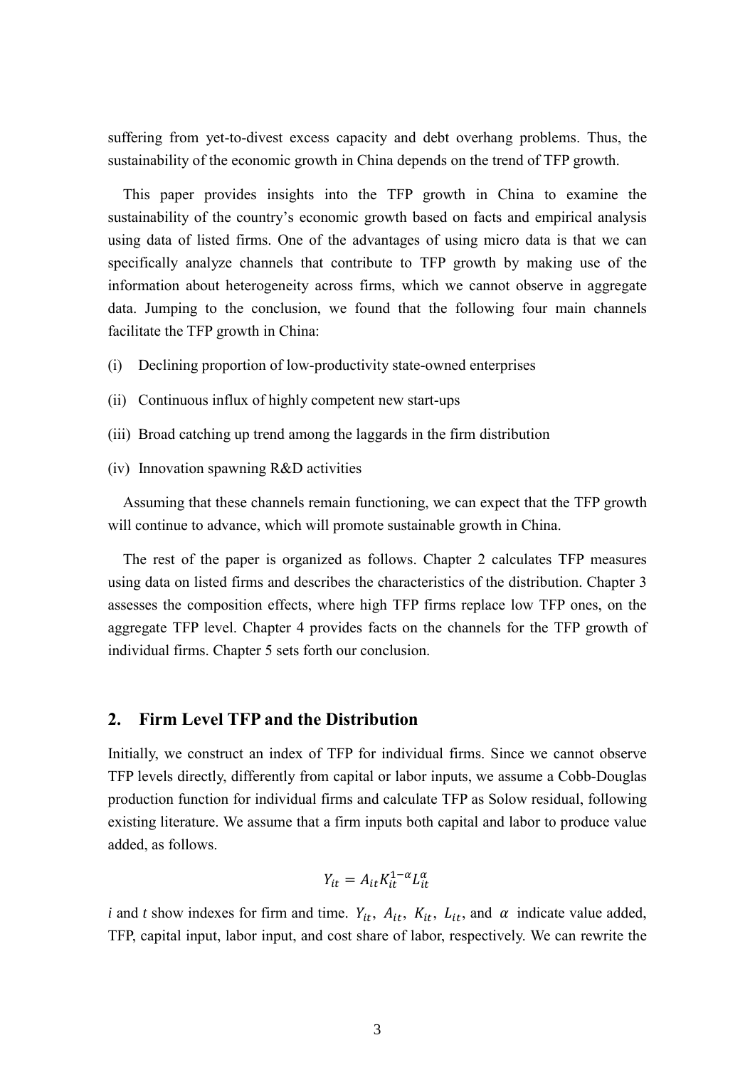suffering from yet-to-divest excess capacity and debt overhang problems. Thus, the sustainability of the economic growth in China depends on the trend of TFP growth.

This paper provides insights into the TFP growth in China to examine the sustainability of the country's economic growth based on facts and empirical analysis using data of listed firms. One of the advantages of using micro data is that we can specifically analyze channels that contribute to TFP growth by making use of the information about heterogeneity across firms, which we cannot observe in aggregate data. Jumping to the conclusion, we found that the following four main channels facilitate the TFP growth in China:

(i) Declining proportion of low-productivity state-owned enterprises

(ii) Continuous influx of highly competent new start-ups

(iii) Broad catching up trend among the laggards in the firm distribution

(iv) Innovation spawning R&D activities

Assuming that these channels remain functioning, we can expect that the TFP growth will continue to advance, which will promote sustainable growth in China.

The rest of the paper is organized as follows. Chapter 2 calculates TFP measures using data on listed firms and describes the characteristics of the distribution. Chapter 3 assesses the composition effects, where high TFP firms replace low TFP ones, on the aggregate TFP level. Chapter 4 provides facts on the channels for the TFP growth of individual firms. Chapter 5 sets forth our conclusion.

## 2. Firm Level TFP and the Distribution

Initially, we construct an index of TFP for individual firms. Since we cannot observe TFP levels directly, differently from capital or labor inputs, we assume a Cobb-Douglas production function for individual firms and calculate TFP as Solow residual, following existing literature. We assume that a firm inputs both capital and labor to produce value added, as follows.

$$Y_{it} = A_{it} K_{it}^{1-\alpha} L_{it}^{\alpha}$$

*i* and *t* show indexes for firm and time. $Y_{it}$, $A_{it}$, $K_{it}$, $L_{it}$, and $\alpha$ indicate value added, TFP, capital input, labor input, and cost share of labor, respectively. We can rewrite the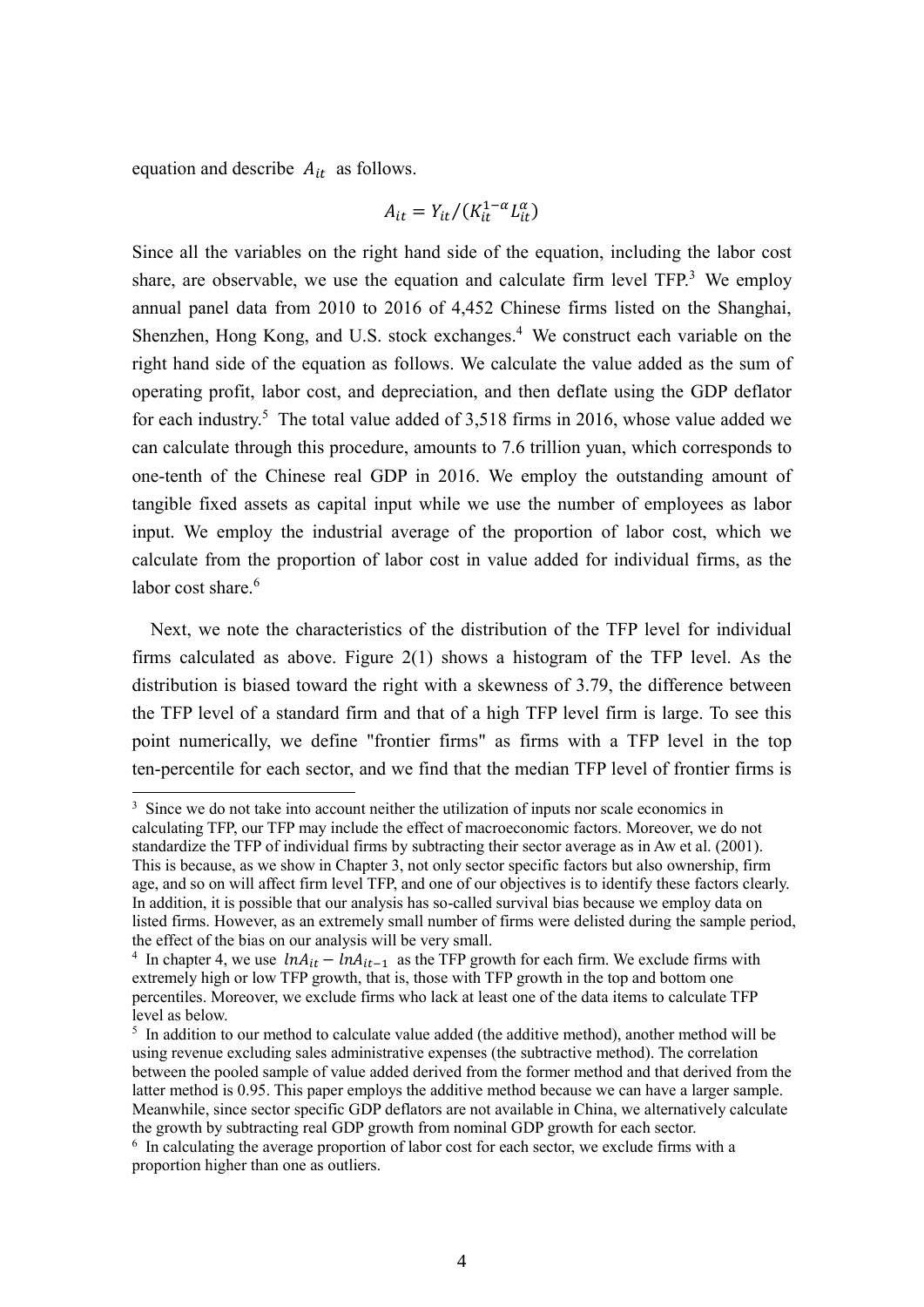equation and describe $A_{it}$ as follows.

$$A_{it} = Y_{it}/(K_{it}^{1-\alpha} L_{it}^{\alpha})$$

Since all the variables on the right hand side of the equation, including the labor cost share, are observable, we use the equation and calculate firm level TFP.[3] We employ annual panel data from 2010 to 2016 of 4,452 Chinese firms listed on the Shanghai, Shenzhen, Hong Kong, and U.S. stock exchanges.[4] We construct each variable on the right hand side of the equation as follows. We calculate the value added as the sum of operating profit, labor cost, and depreciation, and then deflate using the GDP deflator for each industry.[5] The total value added of 3,518 firms in 2016, whose value added we can calculate through this procedure, amounts to 7.6 trillion yuan, which corresponds to one-tenth of the Chinese real GDP in 2016. We employ the outstanding amount of tangible fixed assets as capital input while we use the number of employees as labor input. We employ the industrial average of the proportion of labor cost, which we calculate from the proportion of labor cost in value added for individual firms, as the labor cost share.[6]

Next, we note the characteristics of the distribution of the TFP level for individual firms calculated as above. Figure 2(1) shows a histogram of the TFP level. As the distribution is biased toward the right with a skewness of 3.79, the difference between the TFP level of a standard firm and that of a high TFP level firm is large. To see this point numerically, we define "frontier firms" as firms with a TFP level in the top ten-percentile for each sector, and we find that the median TFP level of frontier firms is

---

[3] Since we do not take into account neither the utilization of inputs nor scale economics in calculating TFP, our TFP may include the effect of macroeconomic factors. Moreover, we do not standardize the TFP of individual firms by subtracting their sector average as in Aw et al. (2001). This is because, as we show in Chapter 3, not only sector specific factors but also ownership, firm age, and so on will affect firm level TFP, and one of our objectives is to identify these factors clearly. In addition, it is possible that our analysis has so-called survival bias because we employ data on listed firms. However, as an extremely small number of firms were delisted during the sample period, the effect of the bias on our analysis will be very small.

[4] In chapter 4, we use $lnA_{it} - lnA_{it-1}$ as the TFP growth for each firm. We exclude firms with extremely high or low TFP growth, that is, those with TFP growth in the top and bottom one percentiles. Moreover, we exclude firms who lack at least one of the data items to calculate TFP level as below.

[5] In addition to our method to calculate value added (the additive method), another method will be using revenue excluding sales administrative expenses (the subtractive method). The correlation between the pooled sample of value added derived from the former method and that derived from the latter method is 0.95. This paper employs the additive method because we can have a larger sample. Meanwhile, since sector specific GDP deflators are not available in China, we alternatively calculate the growth by subtracting real GDP growth from nominal GDP growth for each sector.

[6] In calculating the average proportion of labor cost for each sector, we exclude firms with a proportion higher than one as outliers.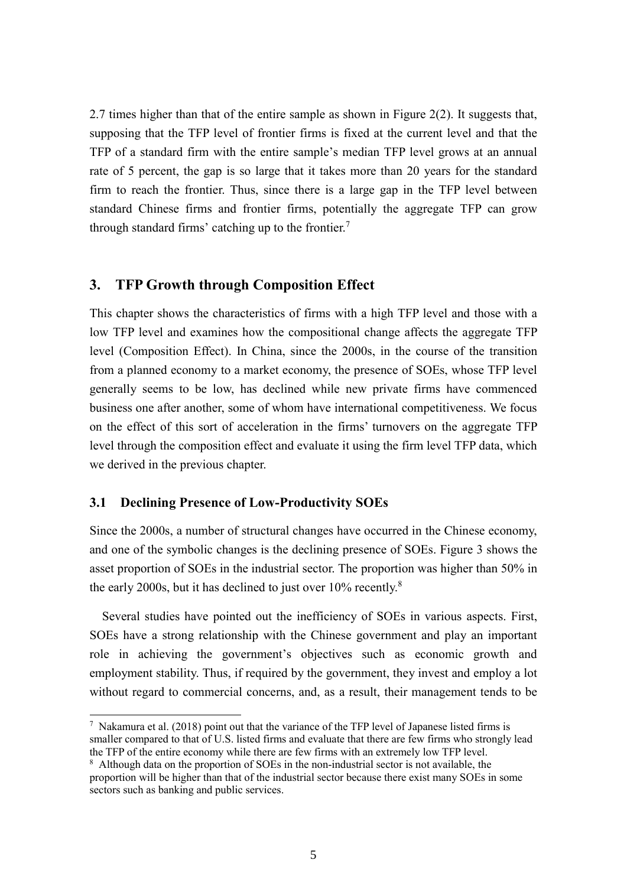2.7 times higher than that of the entire sample as shown in Figure 2(2). It suggests that, supposing that the TFP level of frontier firms is fixed at the current level and that the TFP of a standard firm with the entire sample's median TFP level grows at an annual rate of 5 percent, the gap is so large that it takes more than 20 years for the standard firm to reach the frontier. Thus, since there is a large gap in the TFP level between standard Chinese firms and frontier firms, potentially the aggregate TFP can grow through standard firms' catching up to the frontier.[7]

## 3. TFP Growth through Composition Effect

This chapter shows the characteristics of firms with a high TFP level and those with a low TFP level and examines how the compositional change affects the aggregate TFP level (Composition Effect). In China, since the 2000s, in the course of the transition from a planned economy to a market economy, the presence of SOEs, whose TFP level generally seems to be low, has declined while new private firms have commenced business one after another, some of whom have international competitiveness. We focus on the effect of this sort of acceleration in the firms' turnovers on the aggregate TFP level through the composition effect and evaluate it using the firm level TFP data, which we derived in the previous chapter.

### 3.1 Declining Presence of Low-Productivity SOEs

Since the 2000s, a number of structural changes have occurred in the Chinese economy, and one of the symbolic changes is the declining presence of SOEs. Figure 3 shows the asset proportion of SOEs in the industrial sector. The proportion was higher than 50% in the early 2000s, but it has declined to just over 10% recently.[8]

Several studies have pointed out the inefficiency of SOEs in various aspects. First, SOEs have a strong relationship with the Chinese government and play an important role in achieving the government's objectives such as economic growth and employment stability. Thus, if required by the government, they invest and employ a lot without regard to commercial concerns, and, as a result, their management tends to be

---

[7] Nakamura et al. (2018) point out that the variance of the TFP level of Japanese listed firms is smaller compared to that of U.S. listed firms and evaluate that there are few firms who strongly lead the TFP of the entire economy while there are few firms with an extremely low TFP level.

[8] Although data on the proportion of SOEs in the non-industrial sector is not available, the proportion will be higher than that of the industrial sector because there exist many SOEs in some sectors such as banking and public services.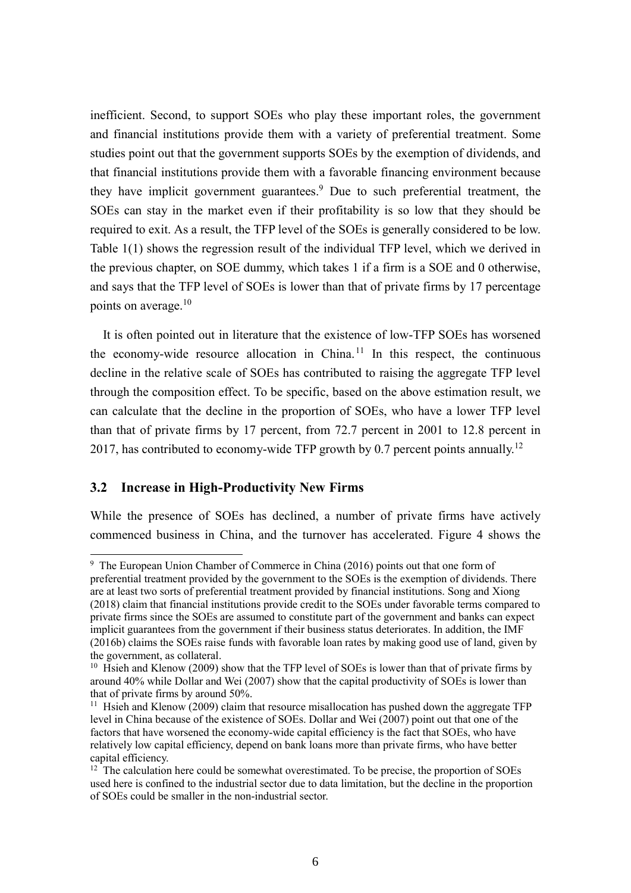inefficient. Second, to support SOEs who play these important roles, the government and financial institutions provide them with a variety of preferential treatment. Some studies point out that the government supports SOEs by the exemption of dividends, and that financial institutions provide them with a favorable financing environment because they have implicit government guarantees.[9] Due to such preferential treatment, the SOEs can stay in the market even if their profitability is so low that they should be required to exit. As a result, the TFP level of the SOEs is generally considered to be low. Table 1(1) shows the regression result of the individual TFP level, which we derived in the previous chapter, on SOE dummy, which takes 1 if a firm is a SOE and 0 otherwise, and says that the TFP level of SOEs is lower than that of private firms by 17 percentage points on average.[10]

It is often pointed out in literature that the existence of low-TFP SOEs has worsened the economy-wide resource allocation in China.[11] In this respect, the continuous decline in the relative scale of SOEs has contributed to raising the aggregate TFP level through the composition effect. To be specific, based on the above estimation result, we can calculate that the decline in the proportion of SOEs, who have a lower TFP level than that of private firms by 17 percent, from 72.7 percent in 2001 to 12.8 percent in 2017, has contributed to economy-wide TFP growth by 0.7 percent points annually.[12]

### 3.2 Increase in High-Productivity New Firms

While the presence of SOEs has declined, a number of private firms have actively commenced business in China, and the turnover has accelerated. Figure 4 shows the

---

[9] The European Union Chamber of Commerce in China (2016) points out that one form of preferential treatment provided by the government to the SOEs is the exemption of dividends. There are at least two sorts of preferential treatment provided by financial institutions. Song and Xiong (2018) claim that financial institutions provide credit to the SOEs under favorable terms compared to private firms since the SOEs are assumed to constitute part of the government and banks can expect implicit guarantees from the government if their business status deteriorates. In addition, the IMF (2016b) claims the SOEs raise funds with favorable loan rates by making good use of land, given by the government, as collateral.

[10] Hsieh and Klenow (2009) show that the TFP level of SOEs is lower than that of private firms by around 40% while Dollar and Wei (2007) show that the capital productivity of SOEs is lower than that of private firms by around 50%.

[11] Hsieh and Klenow (2009) claim that resource misallocation has pushed down the aggregate TFP level in China because of the existence of SOEs. Dollar and Wei (2007) point out that one of the factors that have worsened the economy-wide capital efficiency is the fact that SOEs, who have relatively low capital efficiency, depend on bank loans more than private firms, who have better capital efficiency.

[12] The calculation here could be somewhat overestimated. To be precise, the proportion of SOEs used here is confined to the industrial sector due to data limitation, but the decline in the proportion of SOEs could be smaller in the non-industrial sector.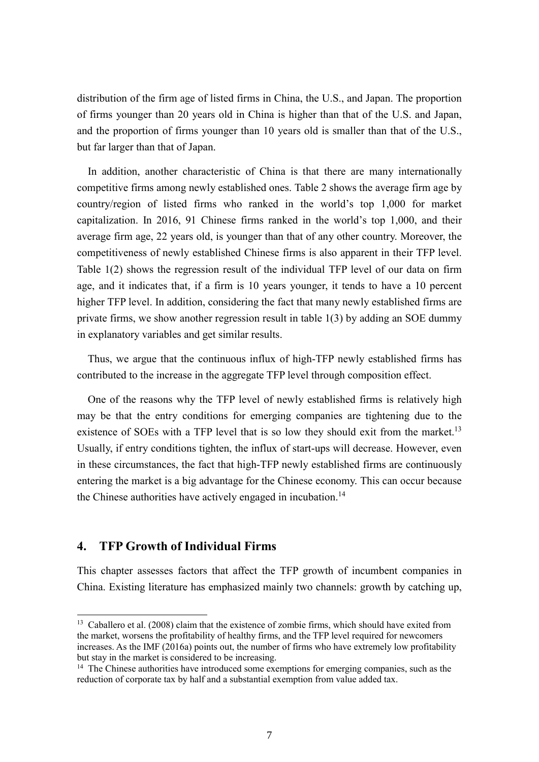distribution of the firm age of listed firms in China, the U.S., and Japan. The proportion of firms younger than 20 years old in China is higher than that of the U.S. and Japan, and the proportion of firms younger than 10 years old is smaller than that of the U.S., but far larger than that of Japan.

In addition, another characteristic of China is that there are many internationally competitive firms among newly established ones. Table 2 shows the average firm age by country/region of listed firms who ranked in the world's top 1,000 for market capitalization. In 2016, 91 Chinese firms ranked in the world's top 1,000, and their average firm age, 22 years old, is younger than that of any other country. Moreover, the competitiveness of newly established Chinese firms is also apparent in their TFP level. Table 1(2) shows the regression result of the individual TFP level of our data on firm age, and it indicates that, if a firm is 10 years younger, it tends to have a 10 percent higher TFP level. In addition, considering the fact that many newly established firms are private firms, we show another regression result in table 1(3) by adding an SOE dummy in explanatory variables and get similar results.

Thus, we argue that the continuous influx of high-TFP newly established firms has contributed to the increase in the aggregate TFP level through composition effect.

One of the reasons why the TFP level of newly established firms is relatively high may be that the entry conditions for emerging companies are tightening due to the existence of SOEs with a TFP level that is so low they should exit from the market.[13] Usually, if entry conditions tighten, the influx of start-ups will decrease. However, even in these circumstances, the fact that high-TFP newly established firms are continuously entering the market is a big advantage for the Chinese economy. This can occur because the Chinese authorities have actively engaged in incubation.[14]

## 4. TFP Growth of Individual Firms

This chapter assesses factors that affect the TFP growth of incumbent companies in China. Existing literature has emphasized mainly two channels: growth by catching up,

[13] Caballero et al. (2008) claim that the existence of zombie firms, which should have exited from the market, worsens the profitability of healthy firms, and the TFP level required for newcomers increases. As the IMF (2016a) points out, the number of firms who have extremely low profitability but stay in the market is considered to be increasing.

[14] The Chinese authorities have introduced some exemptions for emerging companies, such as the reduction of corporate tax by half and a substantial exemption from value added tax.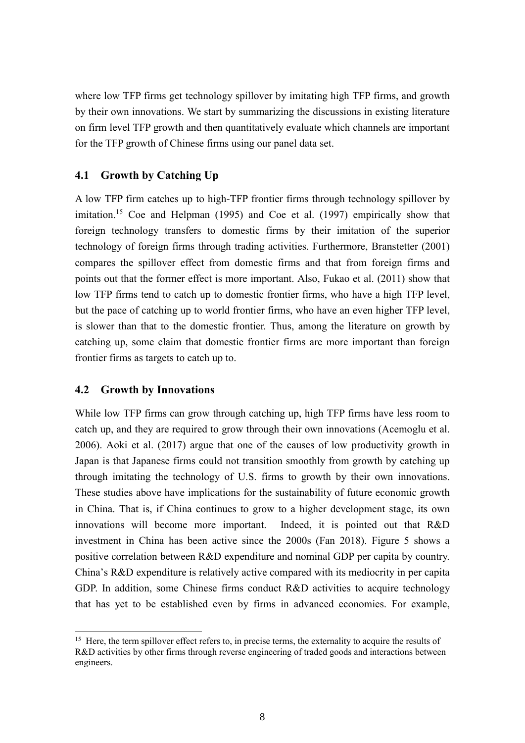where low TFP firms get technology spillover by imitating high TFP firms, and growth by their own innovations. We start by summarizing the discussions in existing literature on firm level TFP growth and then quantitatively evaluate which channels are important for the TFP growth of Chinese firms using our panel data set.

### 4.1 Growth by Catching Up

A low TFP firm catches up to high-TFP frontier firms through technology spillover by imitation.[15] Coe and Helpman (1995) and Coe et al. (1997) empirically show that foreign technology transfers to domestic firms by their imitation of the superior technology of foreign firms through trading activities. Furthermore, Branstetter (2001) compares the spillover effect from domestic firms and that from foreign firms and points out that the former effect is more important. Also, Fukao et al. (2011) show that low TFP firms tend to catch up to domestic frontier firms, who have a high TFP level, but the pace of catching up to world frontier firms, who have an even higher TFP level, is slower than that to the domestic frontier. Thus, among the literature on growth by catching up, some claim that domestic frontier firms are more important than foreign frontier firms as targets to catch up to.

### 4.2 Growth by Innovations

While low TFP firms can grow through catching up, high TFP firms have less room to catch up, and they are required to grow through their own innovations (Acemoglu et al. 2006). Aoki et al. (2017) argue that one of the causes of low productivity growth in Japan is that Japanese firms could not transition smoothly from growth by catching up through imitating the technology of U.S. firms to growth by their own innovations. These studies above have implications for the sustainability of future economic growth in China. That is, if China continues to grow to a higher development stage, its own innovations will become more important. Indeed, it is pointed out that R&D investment in China has been active since the 2000s (Fan 2018). Figure 5 shows a positive correlation between R&D expenditure and nominal GDP per capita by country. China's R&D expenditure is relatively active compared with its mediocrity in per capita GDP. In addition, some Chinese firms conduct R&D activities to acquire technology that has yet to be established even by firms in advanced economies. For example,

[15] Here, the term spillover effect refers to, in precise terms, the externality to acquire the results of R&D activities by other firms through reverse engineering of traded goods and interactions between engineers.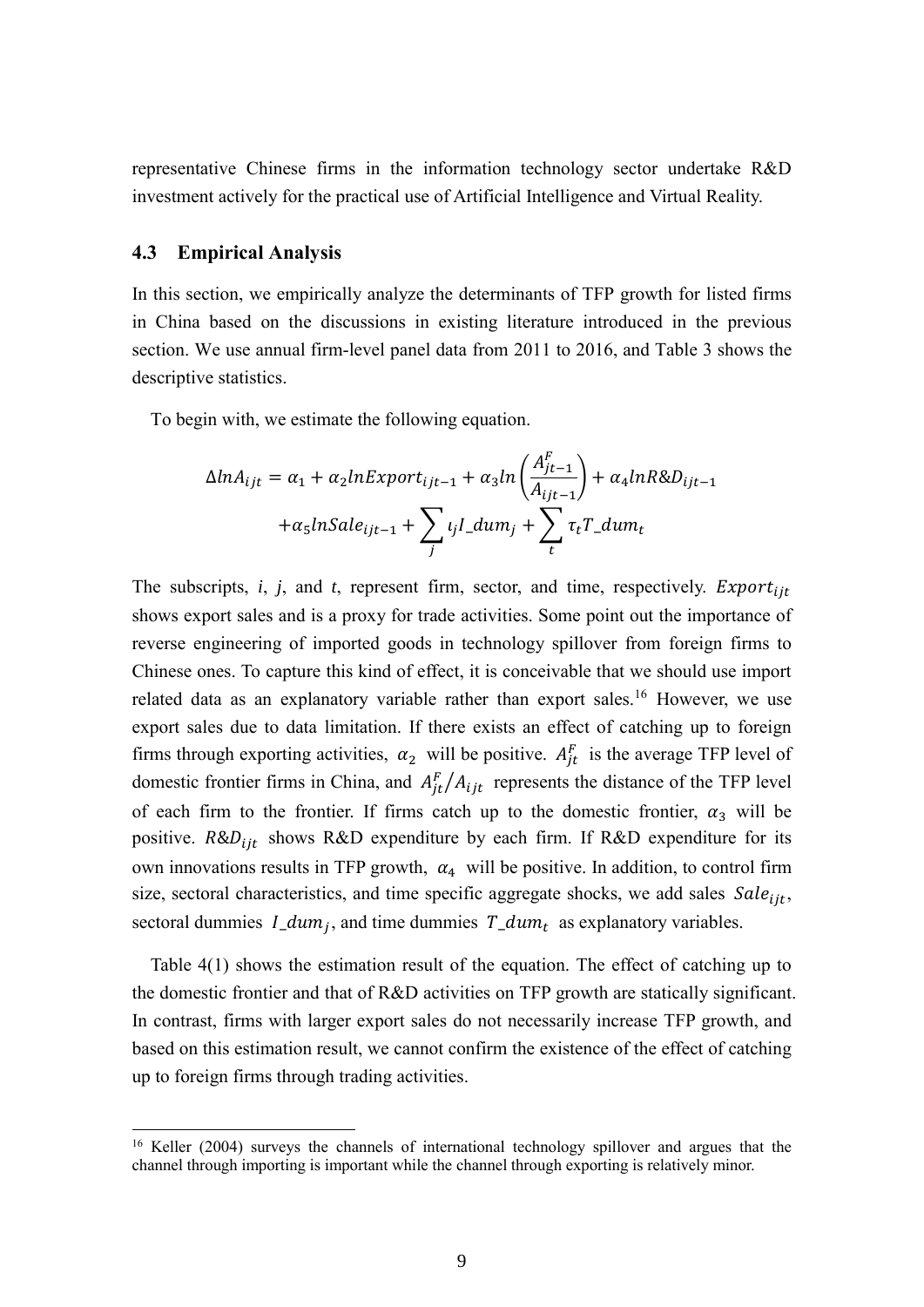representative Chinese firms in the information technology sector undertake R&D investment actively for the practical use of Artificial Intelligence and Virtual Reality.

### 4.3 Empirical Analysis

In this section, we empirically analyze the determinants of TFP growth for listed firms in China based on the discussions in existing literature introduced in the previous section. We use annual firm-level panel data from 2011 to 2016, and Table 3 shows the descriptive statistics.

To begin with, we estimate the following equation.

$$\Delta lnA_{ijt} = \alpha_1 + \alpha_2 lnExport_{ijt-1} + \alpha_3 ln\left(\frac{A^F_{jt-1}}{A_{ijt-1}}\right) + \alpha_4 lnR\&D_{ijt-1}$$
$$+\alpha_5 lnSale_{ijt-1} + \sum_j \iota_j I\_dum_j + \sum_t \tau_t T\_dum_t$$

The subscripts, *i*, *j*, and *t*, represent firm, sector, and time, respectively. $Export_{ijt}$ shows export sales and is a proxy for trade activities. Some point out the importance of reverse engineering of imported goods in technology spillover from foreign firms to Chinese ones. To capture this kind of effect, it is conceivable that we should use import related data as an explanatory variable rather than export sales.[16] However, we use export sales due to data limitation. If there exists an effect of catching up to foreign firms through exporting activities, $\alpha_2$ will be positive. $A^F_{jt}$ is the average TFP level of domestic frontier firms in China, and $A^F_{jt}/A_{ijt}$ represents the distance of the TFP level of each firm to the frontier. If firms catch up to the domestic frontier, $\alpha_3$ will be positive. $R\&D_{ijt}$ shows R&D expenditure by each firm. If R&D expenditure for its own innovations results in TFP growth, $\alpha_4$ will be positive. In addition, to control firm size, sectoral characteristics, and time specific aggregate shocks, we add sales $Sale_{ijt}$, sectoral dummies $I\_dum_j$, and time dummies $T\_dum_t$ as explanatory variables.

Table 4(1) shows the estimation result of the equation. The effect of catching up to the domestic frontier and that of R&D activities on TFP growth are statically significant. In contrast, firms with larger export sales do not necessarily increase TFP growth, and based on this estimation result, we cannot confirm the existence of the effect of catching up to foreign firms through trading activities.

[16] Keller (2004) surveys the channels of international technology spillover and argues that the channel through importing is important while the channel through exporting is relatively minor.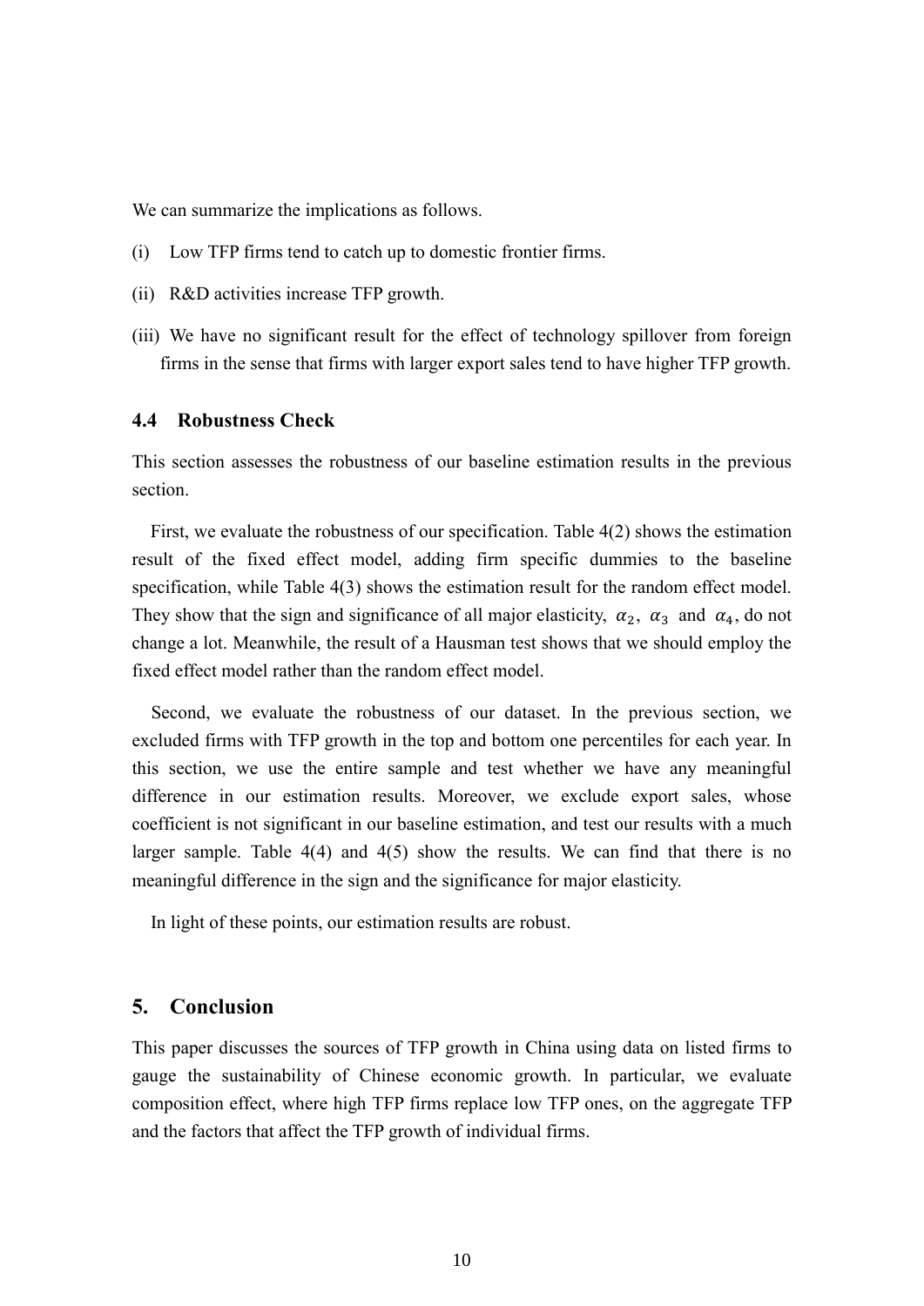We can summarize the implications as follows.

(i) Low TFP firms tend to catch up to domestic frontier firms.

(ii) R&D activities increase TFP growth.

(iii) We have no significant result for the effect of technology spillover from foreign firms in the sense that firms with larger export sales tend to have higher TFP growth.

### 4.4 Robustness Check

This section assesses the robustness of our baseline estimation results in the previous section.

First, we evaluate the robustness of our specification. Table 4(2) shows the estimation result of the fixed effect model, adding firm specific dummies to the baseline specification, while Table 4(3) shows the estimation result for the random effect model. They show that the sign and significance of all major elasticity, $\alpha_2$, $\alpha_3$ and $\alpha_4$, do not change a lot. Meanwhile, the result of a Hausman test shows that we should employ the fixed effect model rather than the random effect model.

Second, we evaluate the robustness of our dataset. In the previous section, we excluded firms with TFP growth in the top and bottom one percentiles for each year. In this section, we use the entire sample and test whether we have any meaningful difference in our estimation results. Moreover, we exclude export sales, whose coefficient is not significant in our baseline estimation, and test our results with a much larger sample. Table 4(4) and 4(5) show the results. We can find that there is no meaningful difference in the sign and the significance for major elasticity.

In light of these points, our estimation results are robust.

## 5. Conclusion

This paper discusses the sources of TFP growth in China using data on listed firms to gauge the sustainability of Chinese economic growth. In particular, we evaluate composition effect, where high TFP firms replace low TFP ones, on the aggregate TFP and the factors that affect the TFP growth of individual firms.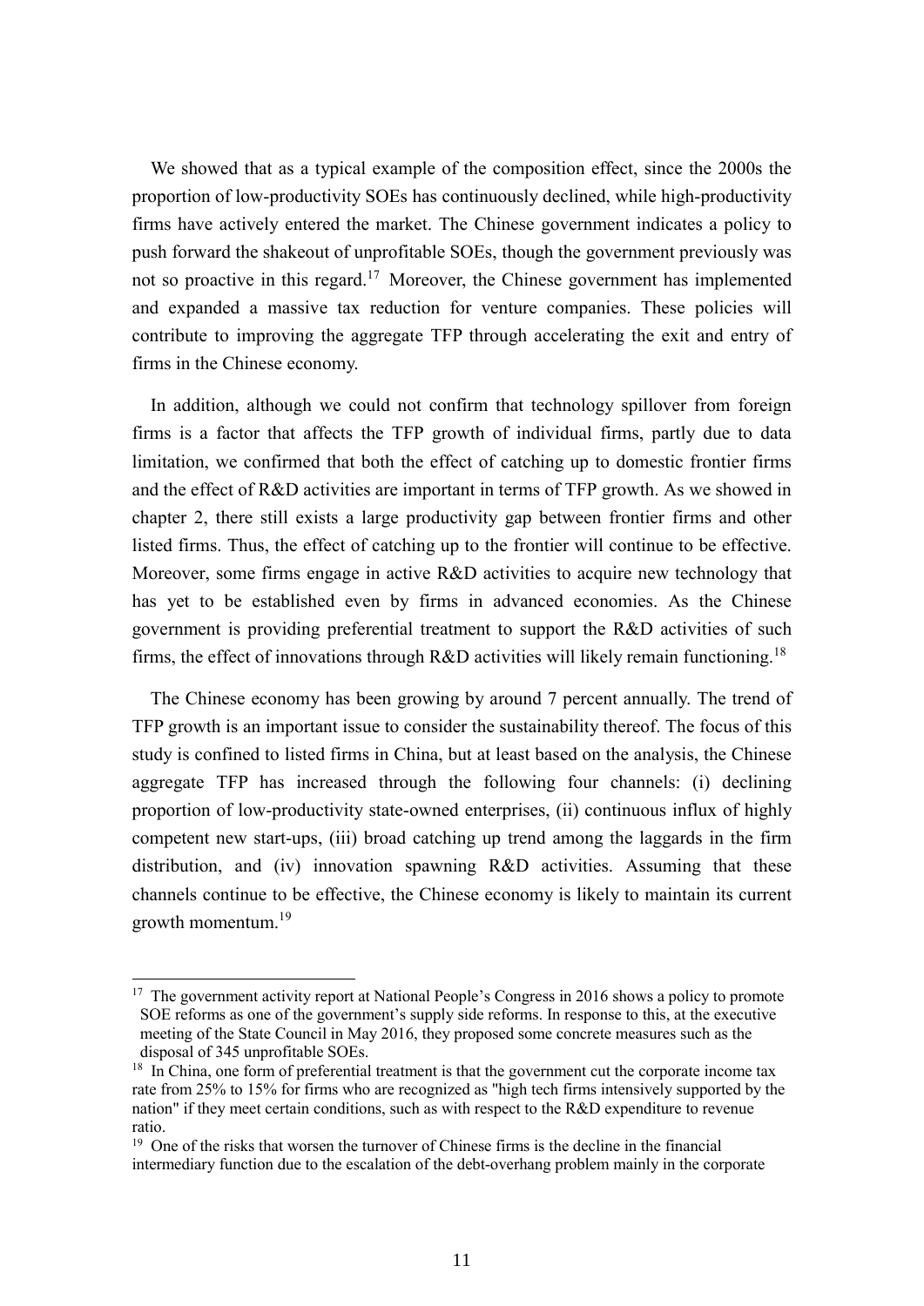We showed that as a typical example of the composition effect, since the 2000s the proportion of low-productivity SOEs has continuously declined, while high-productivity firms have actively entered the market. The Chinese government indicates a policy to push forward the shakeout of unprofitable SOEs, though the government previously was not so proactive in this regard.[17] Moreover, the Chinese government has implemented and expanded a massive tax reduction for venture companies. These policies will contribute to improving the aggregate TFP through accelerating the exit and entry of firms in the Chinese economy.

In addition, although we could not confirm that technology spillover from foreign firms is a factor that affects the TFP growth of individual firms, partly due to data limitation, we confirmed that both the effect of catching up to domestic frontier firms and the effect of R&D activities are important in terms of TFP growth. As we showed in chapter 2, there still exists a large productivity gap between frontier firms and other listed firms. Thus, the effect of catching up to the frontier will continue to be effective. Moreover, some firms engage in active R&D activities to acquire new technology that has yet to be established even by firms in advanced economies. As the Chinese government is providing preferential treatment to support the R&D activities of such firms, the effect of innovations through R&D activities will likely remain functioning.[18]

The Chinese economy has been growing by around 7 percent annually. The trend of TFP growth is an important issue to consider the sustainability thereof. The focus of this study is confined to listed firms in China, but at least based on the analysis, the Chinese aggregate TFP has increased through the following four channels: (i) declining proportion of low-productivity state-owned enterprises, (ii) continuous influx of highly competent new start-ups, (iii) broad catching up trend among the laggards in the firm distribution, and (iv) innovation spawning R&D activities. Assuming that these channels continue to be effective, the Chinese economy is likely to maintain its current growth momentum.[19]

---

[17] The government activity report at National People's Congress in 2016 shows a policy to promote SOE reforms as one of the government's supply side reforms. In response to this, at the executive meeting of the State Council in May 2016, they proposed some concrete measures such as the disposal of 345 unprofitable SOEs.

[18] In China, one form of preferential treatment is that the government cut the corporate income tax rate from 25% to 15% for firms who are recognized as "high tech firms intensively supported by the nation" if they meet certain conditions, such as with respect to the R&D expenditure to revenue ratio.

[19] One of the risks that worsen the turnover of Chinese firms is the decline in the financial intermediary function due to the escalation of the debt-overhang problem mainly in the corporate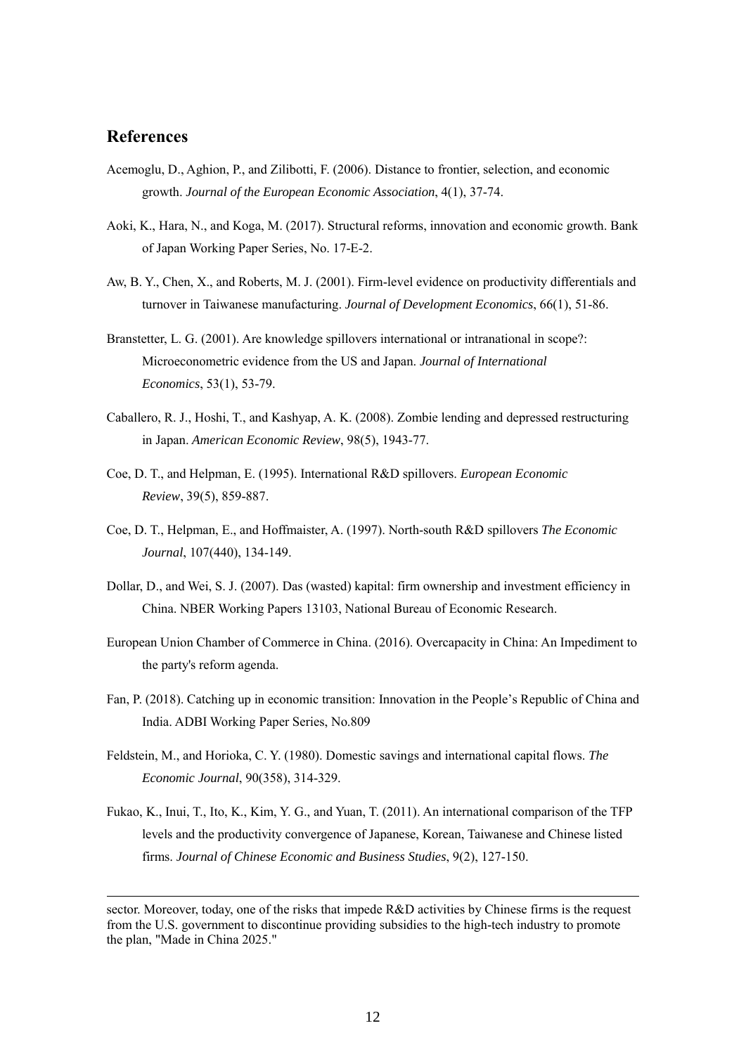## References

Acemoglu, D., Aghion, P., and Zilibotti, F. (2006). Distance to frontier, selection, and economic growth. *Journal of the European Economic Association*, 4(1), 37-74.

Aoki, K., Hara, N., and Koga, M. (2017). Structural reforms, innovation and economic growth. Bank of Japan Working Paper Series, No. 17-E-2.

Aw, B. Y., Chen, X., and Roberts, M. J. (2001). Firm-level evidence on productivity differentials and turnover in Taiwanese manufacturing. *Journal of Development Economics*, 66(1), 51-86.

Branstetter, L. G. (2001). Are knowledge spillovers international or intranational in scope?: Microeconometric evidence from the US and Japan. *Journal of International Economics*, 53(1), 53-79.

Caballero, R. J., Hoshi, T., and Kashyap, A. K. (2008). Zombie lending and depressed restructuring in Japan. *American Economic Review*, 98(5), 1943-77.

Coe, D. T., and Helpman, E. (1995). International R&D spillovers. *European Economic Review*, 39(5), 859-887.

Coe, D. T., Helpman, E., and Hoffmaister, A. (1997). North-south R&D spillovers *The Economic Journal*, 107(440), 134-149.

Dollar, D., and Wei, S. J. (2007). Das (wasted) kapital: firm ownership and investment efficiency in China. NBER Working Papers 13103, National Bureau of Economic Research.

European Union Chamber of Commerce in China. (2016). Overcapacity in China: An Impediment to the party's reform agenda.

Fan, P. (2018). Catching up in economic transition: Innovation in the People's Republic of China and India. ADBI Working Paper Series, No.809

Feldstein, M., and Horioka, C. Y. (1980). Domestic savings and international capital flows. *The Economic Journal*, 90(358), 314-329.

Fukao, K., Inui, T., Ito, K., Kim, Y. G., and Yuan, T. (2011). An international comparison of the TFP levels and the productivity convergence of Japanese, Korean, Taiwanese and Chinese listed firms. *Journal of Chinese Economic and Business Studies*, 9(2), 127-150.

---

sector. Moreover, today, one of the risks that impede R&D activities by Chinese firms is the request from the U.S. government to discontinue providing subsidies to the high-tech industry to promote the plan, "Made in China 2025."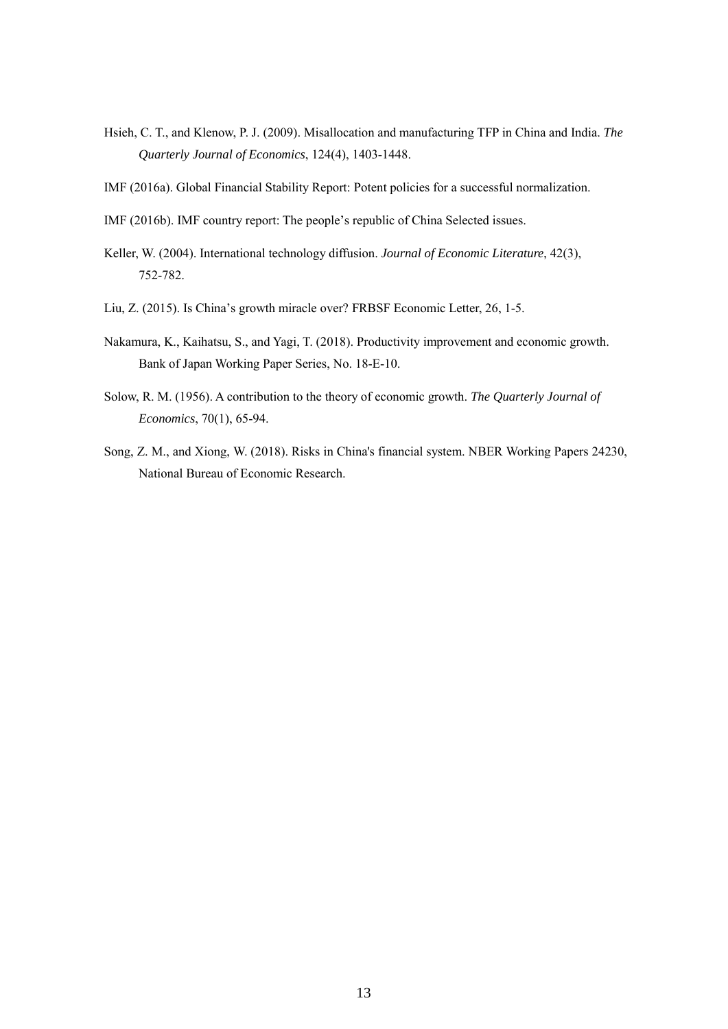Hsieh, C. T., and Klenow, P. J. (2009). Misallocation and manufacturing TFP in China and India. *The Quarterly Journal of Economics*, 124(4), 1403-1448.

IMF (2016a). Global Financial Stability Report: Potent policies for a successful normalization.

IMF (2016b). IMF country report: The people's republic of China Selected issues.

Keller, W. (2004). International technology diffusion. *Journal of Economic Literature*, 42(3), 752-782.

Liu, Z. (2015). Is China's growth miracle over? FRBSF Economic Letter, 26, 1-5.

Nakamura, K., Kaihatsu, S., and Yagi, T. (2018). Productivity improvement and economic growth. Bank of Japan Working Paper Series, No. 18-E-10.

Solow, R. M. (1956). A contribution to the theory of economic growth. *The Quarterly Journal of Economics*, 70(1), 65-94.

Song, Z. M., and Xiong, W. (2018). Risks in China's financial system. NBER Working Papers 24230, National Bureau of Economic Research.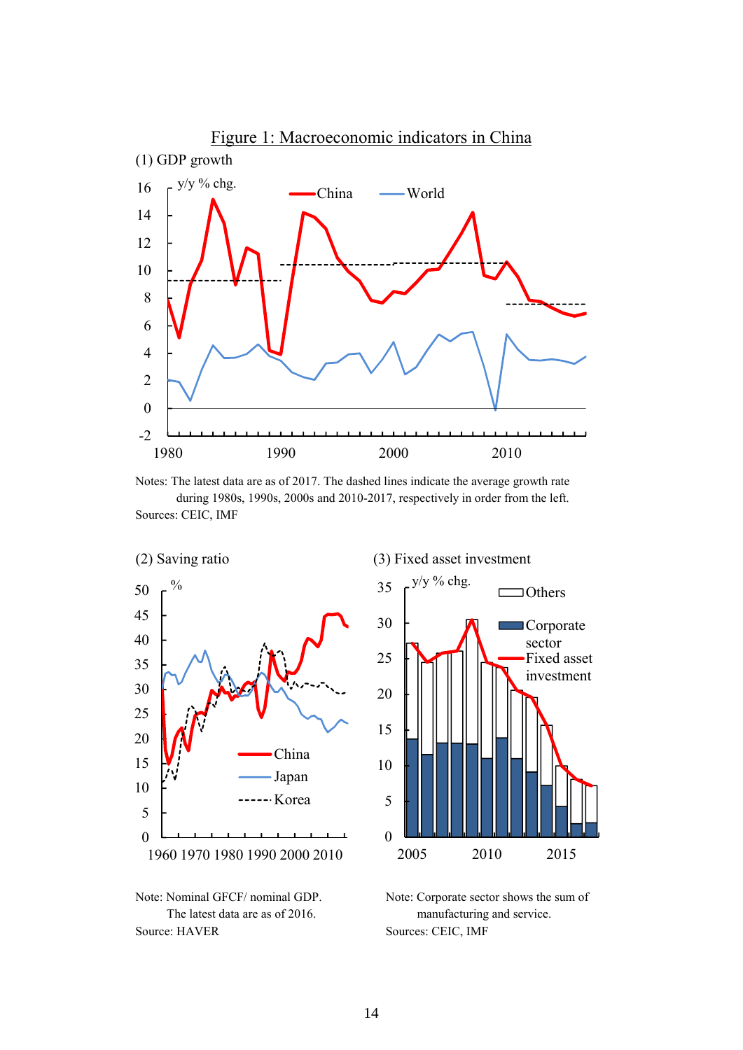## Figure 1: Macroeconomic indicators in China

### (1) GDP growth

Notes: The latest data are as of 2017. The dashed lines indicate the average growth rate during 1980s, 1990s, 2000s and 2010-2017, respectively in order from the left.

Sources: CEIC, IMF

### (2) Saving ratio

Note: Nominal GFCF/ nominal GDP. The latest data are as of 2016.

Source: HAVER

### (3) Fixed asset investment

Note: Corporate sector shows the sum of manufacturing and service.

Sources: CEIC, IMF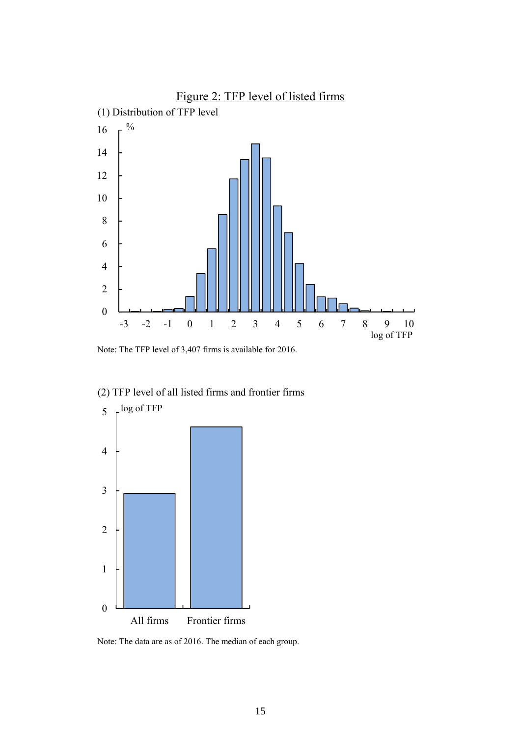# Figure 2: TFP level of listed firms

(1) Distribution of TFP level

Note: The TFP level of 3,407 firms is available for 2016.

(2) TFP level of all listed firms and frontier firms

Note: The data are as of 2016. The median of each group.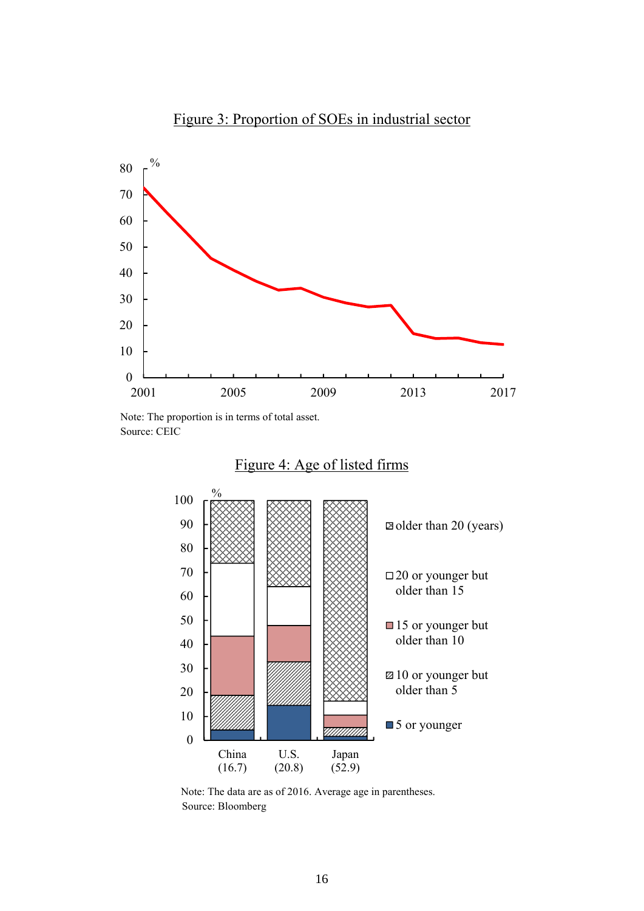Figure 3: Proportion of SOEs in industrial sector

Note: The proportion is in terms of total asset.
Source: CEIC

Figure 4: Age of listed firms

Note: The data are as of 2016. Average age in parentheses.
Source: Bloomberg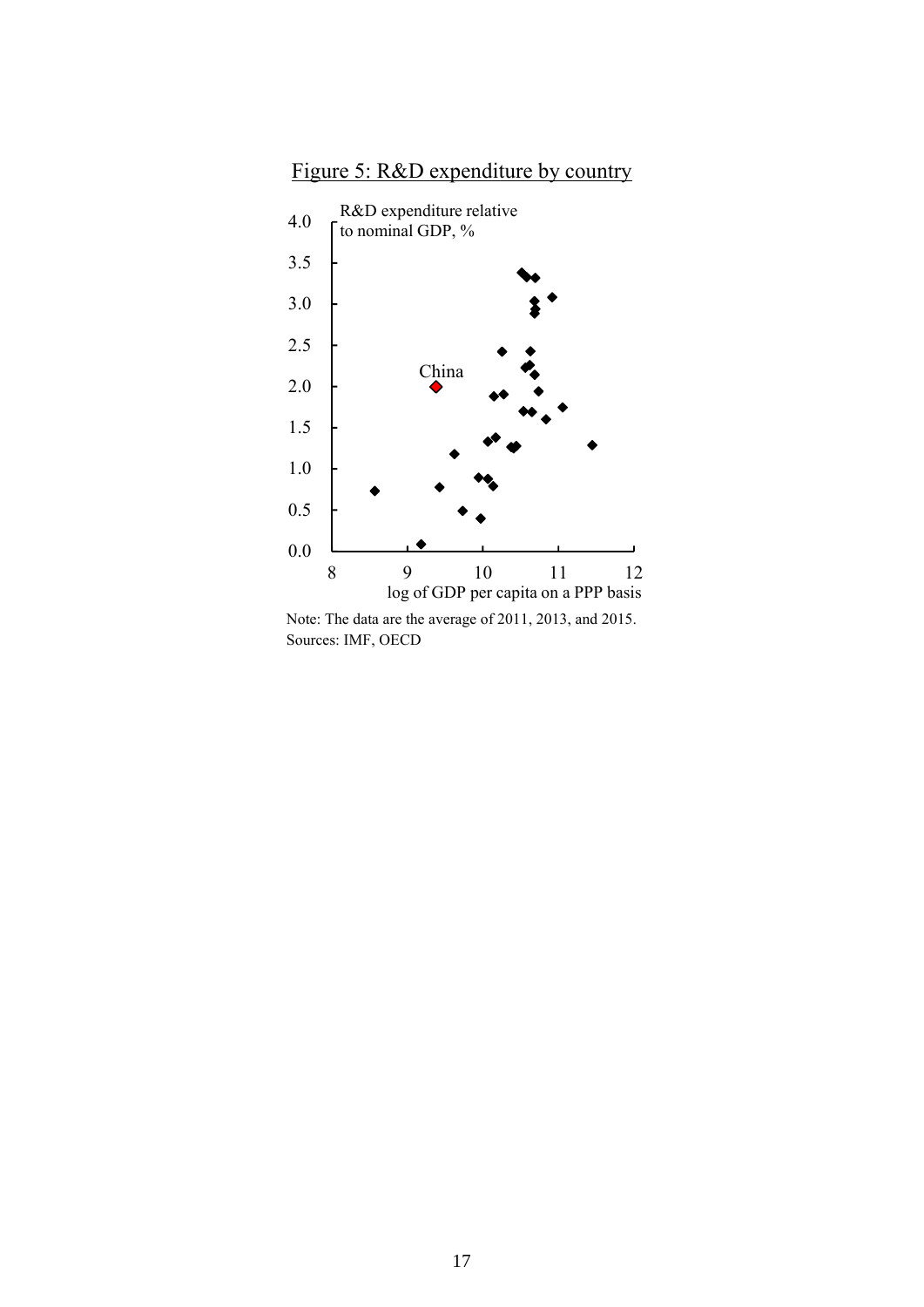Figure 5: R&D expenditure by country

R&D expenditure relative to nominal GDP, %

China

log of GDP per capita on a PPP basis

Note: The data are the average of 2011, 2013, and 2015.
Sources: IMF, OECD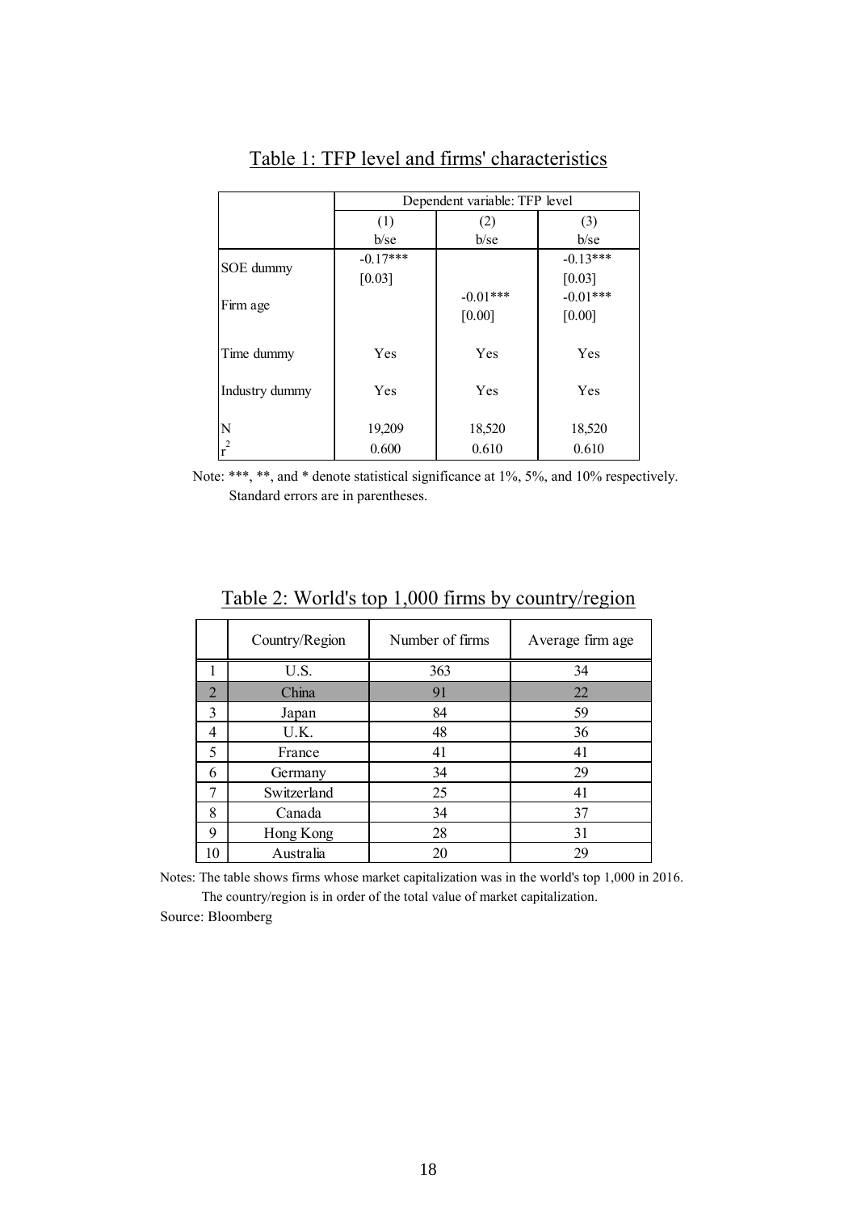## Table 1: TFP level and firms' characteristics

| | Dependent variable: TFP level | | |
|---|---|---|---|
| | (1) | (2) | (3) |
| | b/se | b/se | b/se |
| SOE dummy | -0.17*** | | -0.13*** |
| | [0.03] | | [0.03] |
| Firm age | | -0.01*** | -0.01*** |
| | | [0.00] | [0.00] |
| Time dummy | Yes | Yes | Yes |
| Industry dummy | Yes | Yes | Yes |
| N | 19,209 | 18,520 | 18,520 |
| $r^2$ | 0.600 | 0.610 | 0.610 |

Note: ***, **, and * denote statistical significance at 1%, 5%, and 10% respectively. Standard errors are in parentheses.

## Table 2: World's top 1,000 firms by country/region

| | Country/Region | Number of firms | Average firm age |
|---|---|---|---|
| 1 | U.S. | 363 | 34 |
| 2 | China | 91 | 22 |
| 3 | Japan | 84 | 59 |
| 4 | U.K. | 48 | 36 |
| 5 | France | 41 | 41 |
| 6 | Germany | 34 | 29 |
| 7 | Switzerland | 25 | 41 |
| 8 | Canada | 34 | 37 |
| 9 | Hong Kong | 28 | 31 |
| 10 | Australia | 20 | 29 |

Notes: The table shows firms whose market capitalization was in the world's top 1,000 in 2016. The country/region is in order of the total value of market capitalization.

Source: Bloomberg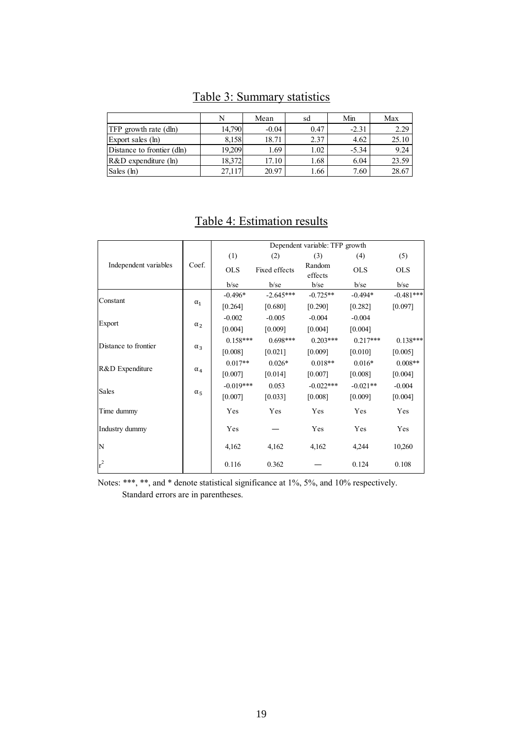## Table 3: Summary statistics

| | N | Mean | sd | Min | Max |
|---|---|---|---|---|---|
| TFP growth rate (dln) | 14,790 | -0.04 | 0.47 | -2.31 | 2.29 |
| Export sales (ln) | 8,158 | 18.71 | 2.37 | 4.62 | 25.10 |
| Distance to frontier (dln) | 19,209 | 1.69 | 1.02 | -5.34 | 9.24 |
| R&D expenditure (ln) | 18,372 | 17.10 | 1.68 | 6.04 | 23.59 |
| Sales (ln) | 27,117 | 20.97 | 1.66 | 7.60 | 28.67 |

## Table 4: Estimation results

| Independent variables | Coef. | Dependent variable: TFP growth | | | | |
|---|---|---|---|---|---|---|
| | | (1) | (2) | (3) | (4) | (5) |
| | | OLS | Fixed effects | Random effects | OLS | OLS |
| | | b/se | b/se | b/se | b/se | b/se |
| Constant | $\alpha_1$ | -0.496* | -2.645*** | -0.725** | -0.494* | -0.481*** |
| | | [0.264] | [0.680] | [0.290] | [0.282] | [0.097] |
| Export | $\alpha_2$ | -0.002 | -0.005 | -0.004 | -0.004 | |
| | | [0.004] | [0.009] | [0.004] | [0.004] | |
| Distance to frontier | $\alpha_3$ | 0.158*** | 0.698*** | 0.203*** | 0.217*** | 0.138*** |
| | | [0.008] | [0.021] | [0.009] | [0.010] | [0.005] |
| R&D Expenditure | $\alpha_4$ | 0.017** | 0.026* | 0.018** | 0.016* | 0.008** |
| | | [0.007] | [0.014] | [0.007] | [0.008] | [0.004] |
| Sales | $\alpha_5$ | -0.019*** | 0.053 | -0.022*** | -0.021** | -0.004 |
| | | [0.007] | [0.033] | [0.008] | [0.009] | [0.004] |
| Time dummy | | Yes | Yes | Yes | Yes | Yes |
| Industry dummy | | Yes | — | Yes | Yes | Yes |
| N | | 4,162 | 4,162 | 4,162 | 4,244 | 10,260 |
| $r^2$ | | 0.116 | 0.362 | — | 0.124 | 0.108 |

Notes: ***, **, and * denote statistical significance at 1%, 5%, and 10% respectively.
Standard errors are in parentheses.